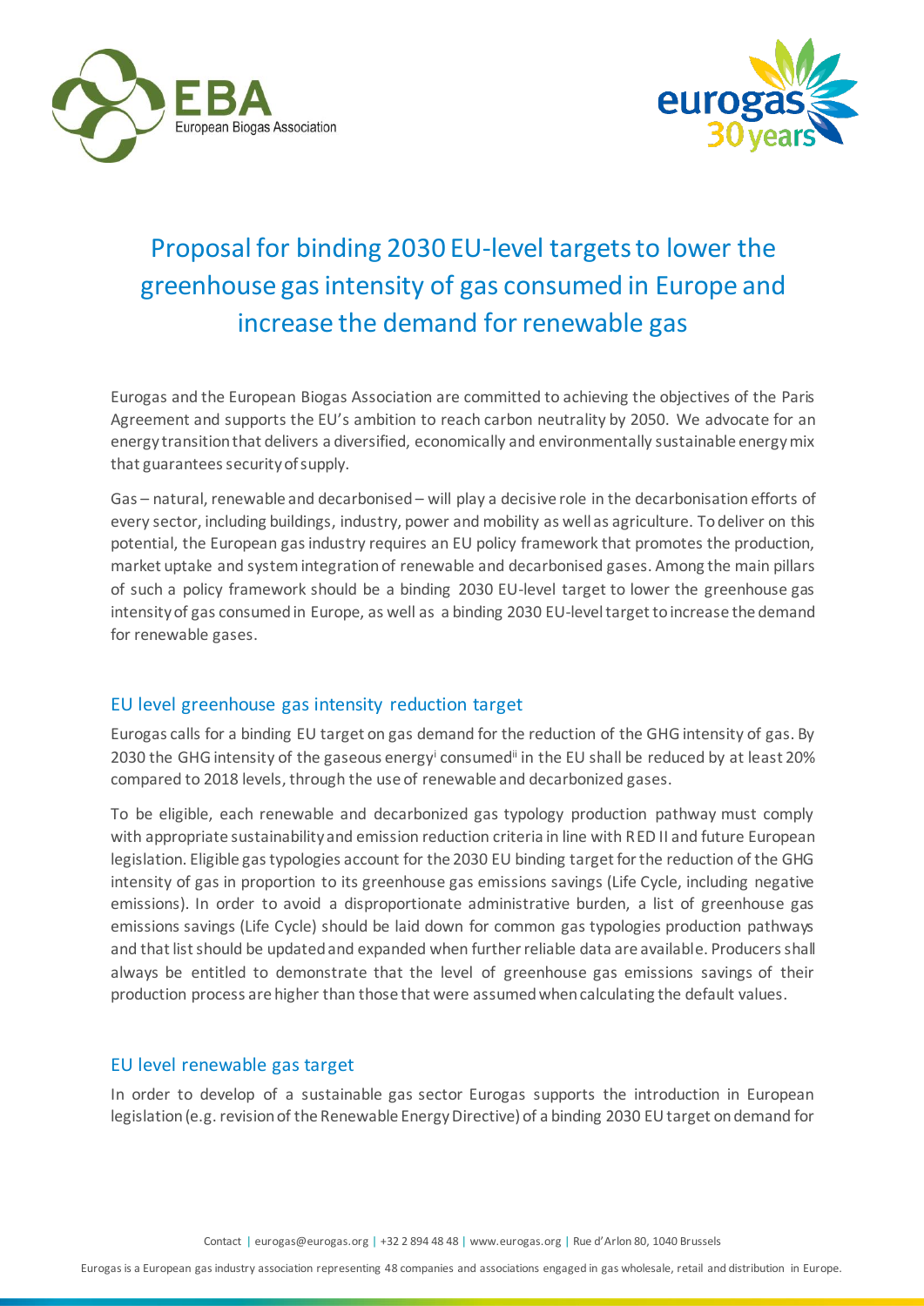# Proposal for binding 2030 EU-level targets to lower the greenhouse gas intensity of gas consumed in Europe and increase the demand for renewable gas

Eurogas and the European Biogas Association are committed to achieving the objectives of the Paris Agreement and supports the EU's ambition to reach carbon neutrality by 2050. We advocate for an energy transition that delivers a diversified, economically and environmentally sustainable energy mix that guarantees security of supply.

Gas – natural, renewable and decarbonised – will play a decisive role in the decarbonisation efforts of every sector, including buildings, industry, power and mobility as well as agriculture. To deliver on this potential, the European gas industry requires an EU policy framework that promotes the production, market uptake and system integration of renewable and decarbonised gases. Among the main pillars of such a policy framework should be a binding 2030 EU-level target to lower the greenhouse gas intensity of gas consumed in Europe, as well as a binding 2030 EU-level target to increase the demand for renewable gases.

## EU level greenhouse gas intensity reduction target

Eurogas calls for a binding EU target on gas demand for the reduction of the GHG intensity of gas. By 2030 the GHG intensity of the gaseous energy[i] consumed[ii] in the EU shall be reduced by at least 20% compared to 2018 levels, through the use of renewable and decarbonized gases.

To be eligible, each renewable and decarbonized gas typology production pathway must comply with appropriate sustainability and emission reduction criteria in line with RED II and future European legislation. Eligible gas typologies account for the 2030 EU binding target for the reduction of the GHG intensity of gas in proportion to its greenhouse gas emissions savings (Life Cycle, including negative emissions). In order to avoid a disproportionate administrative burden, a list of greenhouse gas emissions savings (Life Cycle) should be laid down for common gas typologies production pathways and that list should be updated and expanded when further reliable data are available. Producers shall always be entitled to demonstrate that the level of greenhouse gas emissions savings of their production process are higher than those that were assumed when calculating the default values.

## EU level renewable gas target

In order to develop of a sustainable gas sector Eurogas supports the introduction in European legislation (e.g. revision of the Renewable Energy Directive) of a binding 2030 EU target on demand for

Contact | eurogas@eurogas.org | +32 2 894 48 48 | www.eurogas.org | Rue d'Arlon 80, 1040 Brussels

Eurogas is a European gas industry association representing 48 companies and associations engaged in gas wholesale, retail and distribution in Europe.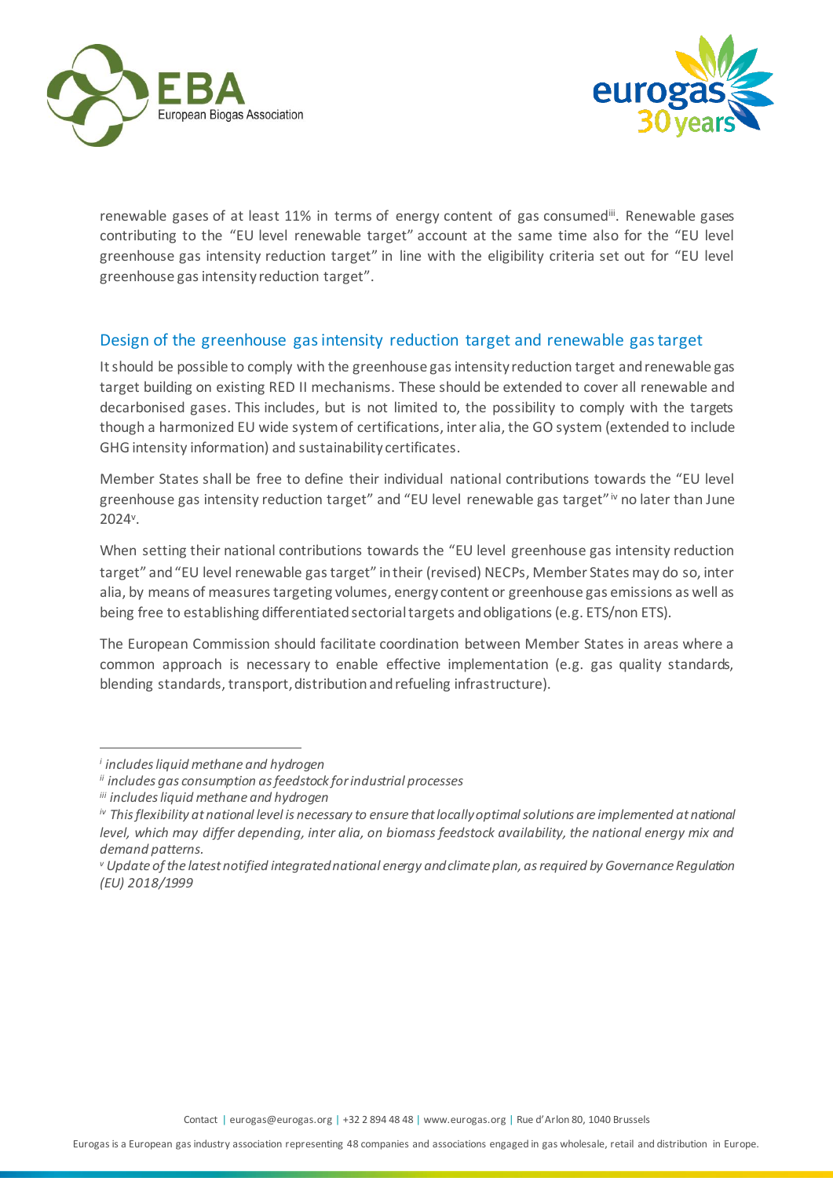renewable gases of at least 11% in terms of energy content of gas consumed[iii]. Renewable gases contributing to the "EU level renewable target" account at the same time also for the "EU level greenhouse gas intensity reduction target" in line with the eligibility criteria set out for "EU level greenhouse gas intensity reduction target".

## Design of the greenhouse gas intensity reduction target and renewable gas target

It should be possible to comply with the greenhouse gas intensity reduction target and renewable gas target building on existing RED II mechanisms. These should be extended to cover all renewable and decarbonised gases. This includes, but is not limited to, the possibility to comply with the targets though a harmonized EU wide system of certifications, inter alia, the GO system (extended to include GHG intensity information) and sustainability certificates.

Member States shall be free to define their individual national contributions towards the "EU level greenhouse gas intensity reduction target" and "EU level renewable gas target"[iv] no later than June 2024[v].

When setting their national contributions towards the "EU level greenhouse gas intensity reduction target" and "EU level renewable gas target" in their (revised) NECPs, Member States may do so, inter alia, by means of measures targeting volumes, energy content or greenhouse gas emissions as well as being free to establishing differentiated sectorial targets and obligations (e.g. ETS/non ETS).

The European Commission should facilitate coordination between Member States in areas where a common approach is necessary to enable effective implementation (e.g. gas quality standards, blending standards, transport, distribution and refueling infrastructure).

---

[i] *includes liquid methane and hydrogen*

[ii] *includes gas consumption as feedstock for industrial processes*

[iii] *includes liquid methane and hydrogen*

[iv] *This flexibility at national level is necessary to ensure that locally optimal solutions are implemented at national level, which may differ depending, inter alia, on biomass feedstock availability, the national energy mix and demand patterns.*

[v] *Update of the latest notified integrated national energy and climate plan, as required by Governance Regulation (EU) 2018/1999*